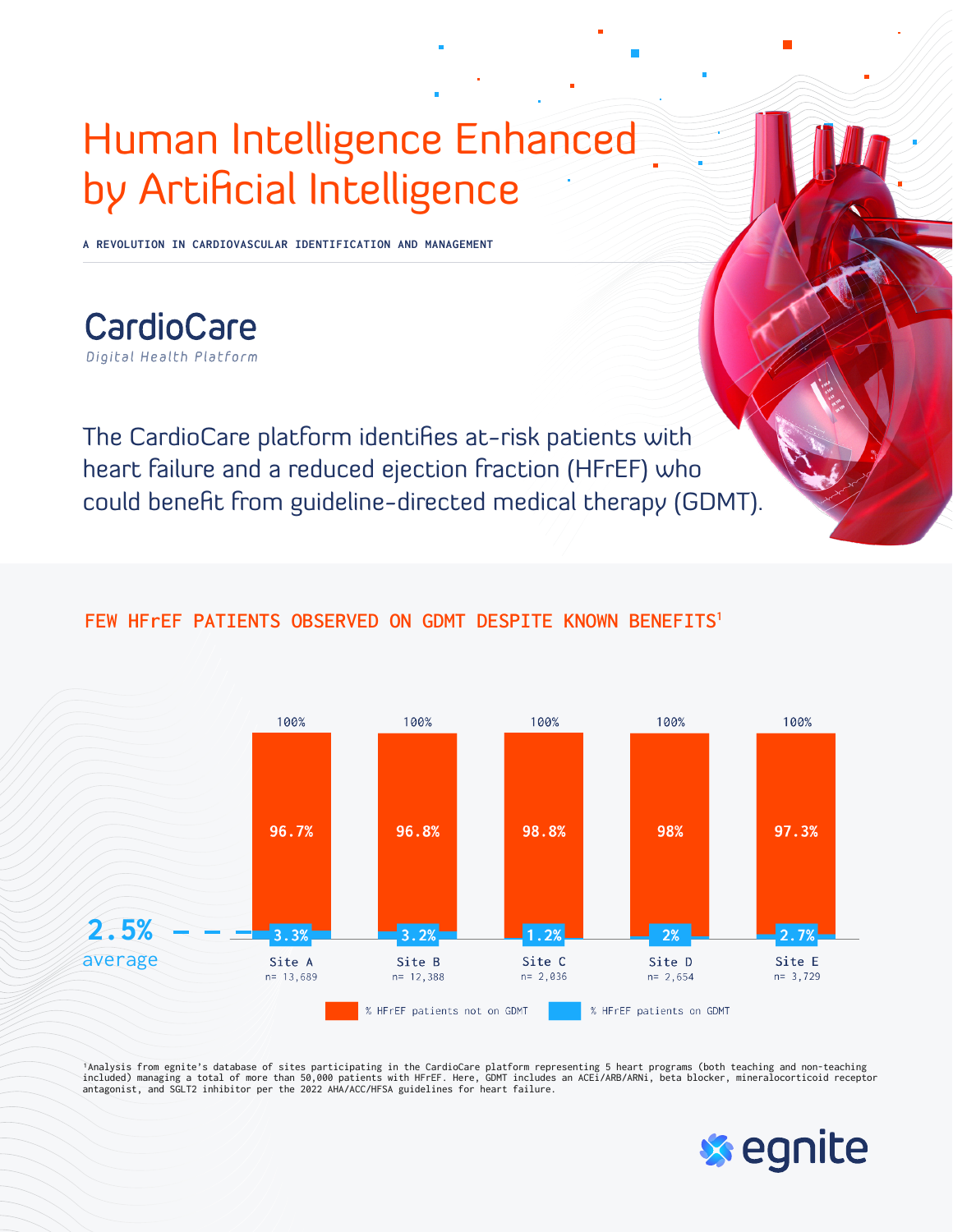# Human Intelligence Enhanced by Artificial Intelligence

A REVOLUTION IN CARDIOVASCULAR IDENTIFICATION AND MANAGEMENT

## CardioCare

*Digital Health Platform*

The CardioCare platform identifies at-risk patients with heart failure and a reduced ejection fraction (HFrEF) who could benefit from guideline-directed medical therapy (GDMT).

### FEW HFrEF PATIENTS OBSERVED ON GDMT DESPITE KNOWN BENEFITS[1]

| | Site A | Site B | Site C | Site D | Site E |
|---|---|---|---|---|---|
| n= | 13,689 | 12,388 | 2,036 | 2,654 | 3,729 |
| % HFrEF patients not on GDMT | 96.7% | 96.8% | 98.8% | 98% | 97.3% |
| % HFrEF patients on GDMT | 3.3% | 3.2% | 1.2% | 2% | 2.7% |
| Total | 100% | 100% | 100% | 100% | 100% |

**2.5%** average

[1]Analysis from egnite's database of sites participating in the CardioCare platform representing 5 heart programs (both teaching and non-teaching included) managing a total of more than 50,000 patients with HFrEF. Here, GDMT includes an ACEi/ARB/ARNi, beta blocker, mineralocorticoid receptor antagonist, and SGLT2 inhibitor per the 2022 AHA/ACC/HFSA guidelines for heart failure.

egnite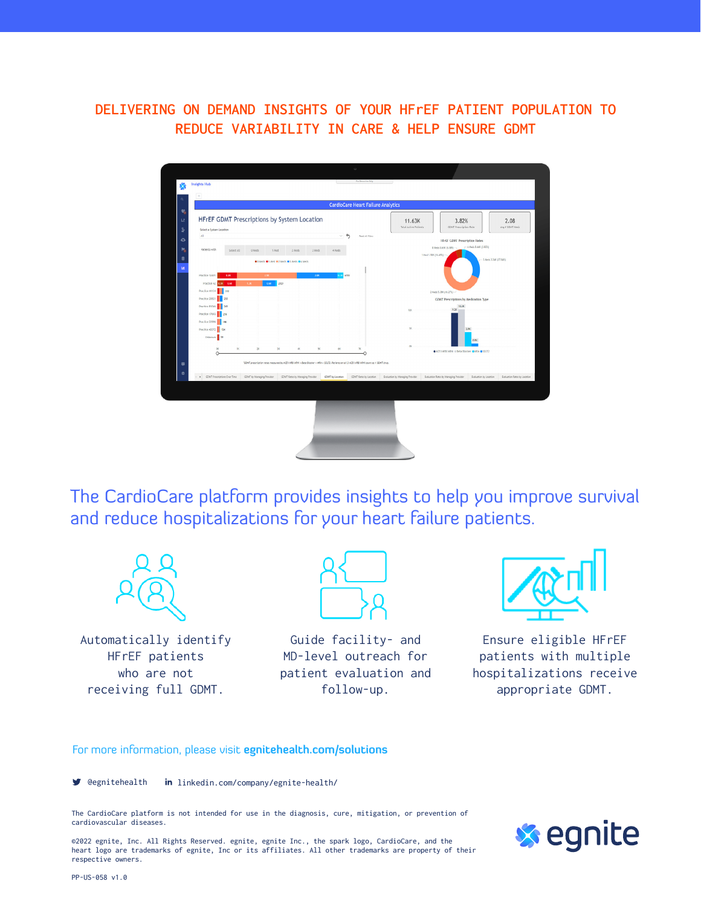# DELIVERING ON DEMAND INSIGHTS OF YOUR HFrEF PATIENT POPULATION TO REDUCE VARIABILITY IN CARE & HELP ENSURE GDMT

## The CardioCare platform provides insights to help you improve survival and reduce hospitalizations for your heart failure patients.

Automatically identify HFrEF patients who are not receiving full GDMT.

Guide facility- and MD-level outreach for patient evaluation and follow-up.

Ensure eligible HFrEF patients with multiple hospitalizations receive appropriate GDMT.

For more information, please visit **egnitehealth.com/solutions**

@egnitehealth

linkedin.com/company/egnite-health/

The CardioCare platform is not intended for use in the diagnosis, cure, mitigation, or prevention of cardiovascular diseases.

©2022 egnite, Inc. All Rights Reserved. egnite, egnite Inc., the spark logo, CardioCare, and the heart logo are trademarks of egnite, Inc or its affiliates. All other trademarks are property of their respective owners.

PP-US-058 v1.0

egnite